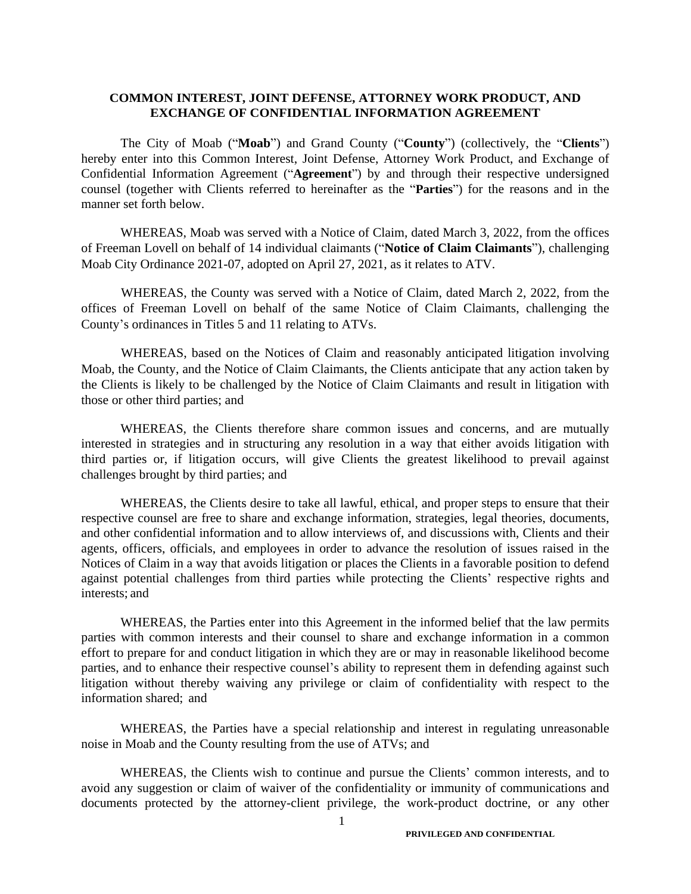# COMMON INTEREST, JOINT DEFENSE, ATTORNEY WORK PRODUCT, AND EXCHANGE OF CONFIDENTIAL INFORMATION AGREEMENT

The City of Moab ("**Moab**") and Grand County ("**County**") (collectively, the "**Clients**") hereby enter into this Common Interest, Joint Defense, Attorney Work Product, and Exchange of Confidential Information Agreement ("**Agreement**") by and through their respective undersigned counsel (together with Clients referred to hereinafter as the "**Parties**") for the reasons and in the manner set forth below.

WHEREAS, Moab was served with a Notice of Claim, dated March 3, 2022, from the offices of Freeman Lovell on behalf of 14 individual claimants ("**Notice of Claim Claimants**"), challenging Moab City Ordinance 2021-07, adopted on April 27, 2021, as it relates to ATV.

WHEREAS, the County was served with a Notice of Claim, dated March 2, 2022, from the offices of Freeman Lovell on behalf of the same Notice of Claim Claimants, challenging the County's ordinances in Titles 5 and 11 relating to ATVs.

WHEREAS, based on the Notices of Claim and reasonably anticipated litigation involving Moab, the County, and the Notice of Claim Claimants, the Clients anticipate that any action taken by the Clients is likely to be challenged by the Notice of Claim Claimants and result in litigation with those or other third parties; and

WHEREAS, the Clients therefore share common issues and concerns, and are mutually interested in strategies and in structuring any resolution in a way that either avoids litigation with third parties or, if litigation occurs, will give Clients the greatest likelihood to prevail against challenges brought by third parties; and

WHEREAS, the Clients desire to take all lawful, ethical, and proper steps to ensure that their respective counsel are free to share and exchange information, strategies, legal theories, documents, and other confidential information and to allow interviews of, and discussions with, Clients and their agents, officers, officials, and employees in order to advance the resolution of issues raised in the Notices of Claim in a way that avoids litigation or places the Clients in a favorable position to defend against potential challenges from third parties while protecting the Clients' respective rights and interests; and

WHEREAS, the Parties enter into this Agreement in the informed belief that the law permits parties with common interests and their counsel to share and exchange information in a common effort to prepare for and conduct litigation in which they are or may in reasonable likelihood become parties, and to enhance their respective counsel's ability to represent them in defending against such litigation without thereby waiving any privilege or claim of confidentiality with respect to the information shared; and

WHEREAS, the Parties have a special relationship and interest in regulating unreasonable noise in Moab and the County resulting from the use of ATVs; and

WHEREAS, the Clients wish to continue and pursue the Clients' common interests, and to avoid any suggestion or claim of waiver of the confidentiality or immunity of communications and documents protected by the attorney-client privilege, the work-product doctrine, or any other

PRIVILEGED AND CONFIDENTIAL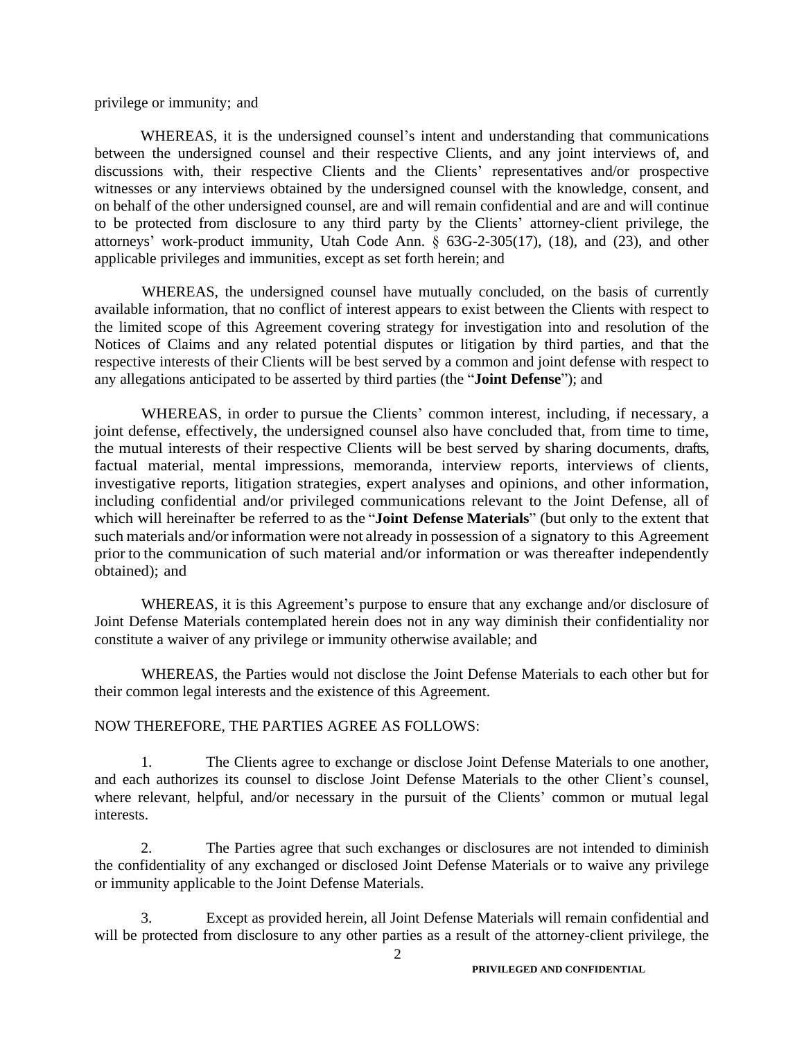privilege or immunity; and

WHEREAS, it is the undersigned counsel's intent and understanding that communications between the undersigned counsel and their respective Clients, and any joint interviews of, and discussions with, their respective Clients and the Clients' representatives and/or prospective witnesses or any interviews obtained by the undersigned counsel with the knowledge, consent, and on behalf of the other undersigned counsel, are and will remain confidential and are and will continue to be protected from disclosure to any third party by the Clients' attorney-client privilege, the attorneys' work-product immunity, Utah Code Ann. § 63G-2-305(17), (18), and (23), and other applicable privileges and immunities, except as set forth herein; and

WHEREAS, the undersigned counsel have mutually concluded, on the basis of currently available information, that no conflict of interest appears to exist between the Clients with respect to the limited scope of this Agreement covering strategy for investigation into and resolution of the Notices of Claims and any related potential disputes or litigation by third parties, and that the respective interests of their Clients will be best served by a common and joint defense with respect to any allegations anticipated to be asserted by third parties (the "**Joint Defense**"); and

WHEREAS, in order to pursue the Clients' common interest, including, if necessary, a joint defense, effectively, the undersigned counsel also have concluded that, from time to time, the mutual interests of their respective Clients will be best served by sharing documents, drafts, factual material, mental impressions, memoranda, interview reports, interviews of clients, investigative reports, litigation strategies, expert analyses and opinions, and other information, including confidential and/or privileged communications relevant to the Joint Defense, all of which will hereinafter be referred to as the "**Joint Defense Materials**" (but only to the extent that such materials and/or information were not already in possession of a signatory to this Agreement prior to the communication of such material and/or information or was thereafter independently obtained); and

WHEREAS, it is this Agreement's purpose to ensure that any exchange and/or disclosure of Joint Defense Materials contemplated herein does not in any way diminish their confidentiality nor constitute a waiver of any privilege or immunity otherwise available; and

WHEREAS, the Parties would not disclose the Joint Defense Materials to each other but for their common legal interests and the existence of this Agreement.

NOW THEREFORE, THE PARTIES AGREE AS FOLLOWS:

1. The Clients agree to exchange or disclose Joint Defense Materials to one another, and each authorizes its counsel to disclose Joint Defense Materials to the other Client's counsel, where relevant, helpful, and/or necessary in the pursuit of the Clients' common or mutual legal interests.

2. The Parties agree that such exchanges or disclosures are not intended to diminish the confidentiality of any exchanged or disclosed Joint Defense Materials or to waive any privilege or immunity applicable to the Joint Defense Materials.

3. Except as provided herein, all Joint Defense Materials will remain confidential and will be protected from disclosure to any other parties as a result of the attorney-client privilege, the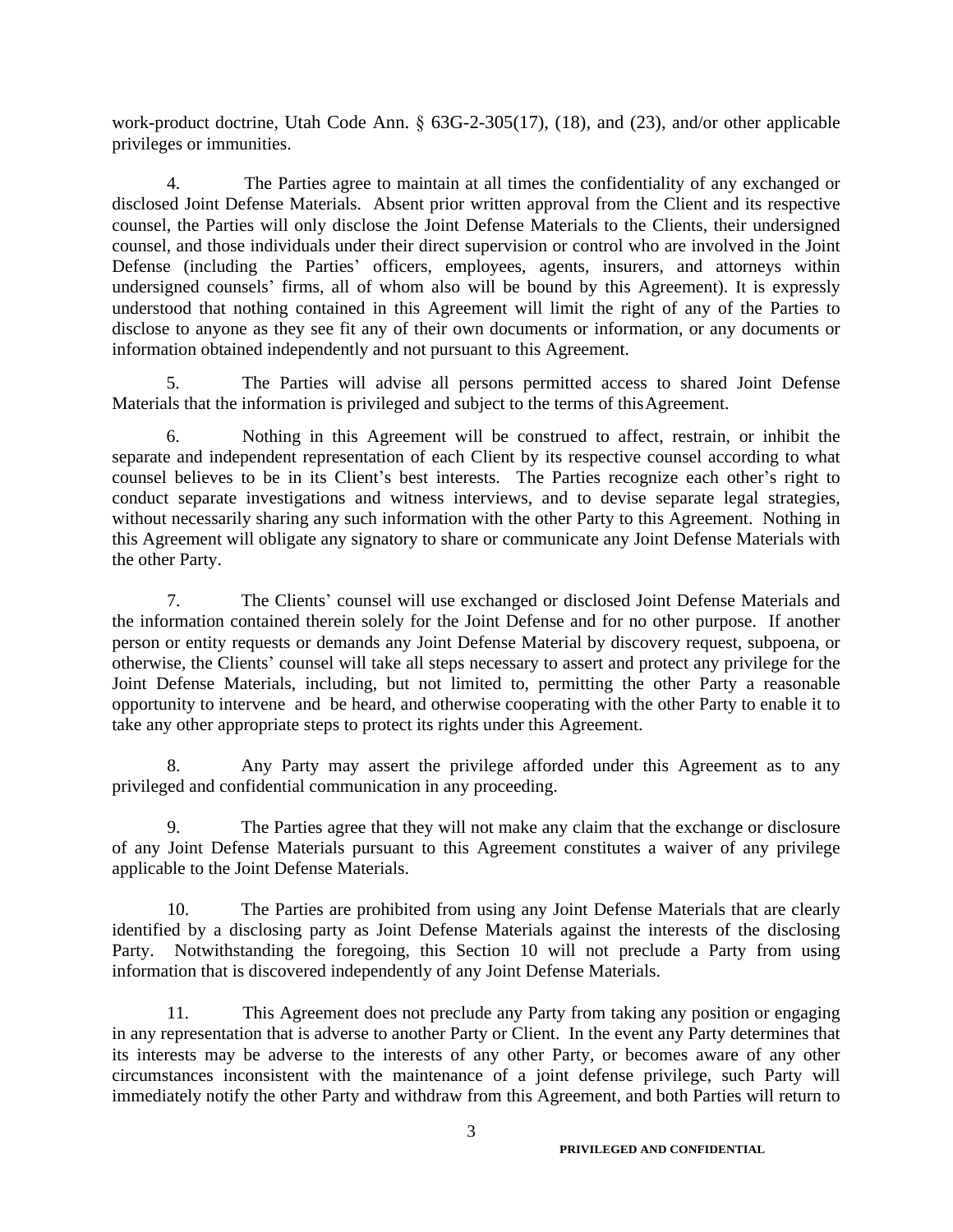work-product doctrine, Utah Code Ann. § 63G-2-305(17), (18), and (23), and/or other applicable privileges or immunities.

4. The Parties agree to maintain at all times the confidentiality of any exchanged or disclosed Joint Defense Materials. Absent prior written approval from the Client and its respective counsel, the Parties will only disclose the Joint Defense Materials to the Clients, their undersigned counsel, and those individuals under their direct supervision or control who are involved in the Joint Defense (including the Parties' officers, employees, agents, insurers, and attorneys within undersigned counsels' firms, all of whom also will be bound by this Agreement). It is expressly understood that nothing contained in this Agreement will limit the right of any of the Parties to disclose to anyone as they see fit any of their own documents or information, or any documents or information obtained independently and not pursuant to this Agreement.

5. The Parties will advise all persons permitted access to shared Joint Defense Materials that the information is privileged and subject to the terms of this Agreement.

6. Nothing in this Agreement will be construed to affect, restrain, or inhibit the separate and independent representation of each Client by its respective counsel according to what counsel believes to be in its Client's best interests. The Parties recognize each other's right to conduct separate investigations and witness interviews, and to devise separate legal strategies, without necessarily sharing any such information with the other Party to this Agreement. Nothing in this Agreement will obligate any signatory to share or communicate any Joint Defense Materials with the other Party.

7. The Clients' counsel will use exchanged or disclosed Joint Defense Materials and the information contained therein solely for the Joint Defense and for no other purpose. If another person or entity requests or demands any Joint Defense Material by discovery request, subpoena, or otherwise, the Clients' counsel will take all steps necessary to assert and protect any privilege for the Joint Defense Materials, including, but not limited to, permitting the other Party a reasonable opportunity to intervene and be heard, and otherwise cooperating with the other Party to enable it to take any other appropriate steps to protect its rights under this Agreement.

8. Any Party may assert the privilege afforded under this Agreement as to any privileged and confidential communication in any proceeding.

9. The Parties agree that they will not make any claim that the exchange or disclosure of any Joint Defense Materials pursuant to this Agreement constitutes a waiver of any privilege applicable to the Joint Defense Materials.

10. The Parties are prohibited from using any Joint Defense Materials that are clearly identified by a disclosing party as Joint Defense Materials against the interests of the disclosing Party. Notwithstanding the foregoing, this Section 10 will not preclude a Party from using information that is discovered independently of any Joint Defense Materials.

11. This Agreement does not preclude any Party from taking any position or engaging in any representation that is adverse to another Party or Client. In the event any Party determines that its interests may be adverse to the interests of any other Party, or becomes aware of any other circumstances inconsistent with the maintenance of a joint defense privilege, such Party will immediately notify the other Party and withdraw from this Agreement, and both Parties will return to

PRIVILEGED AND CONFIDENTIAL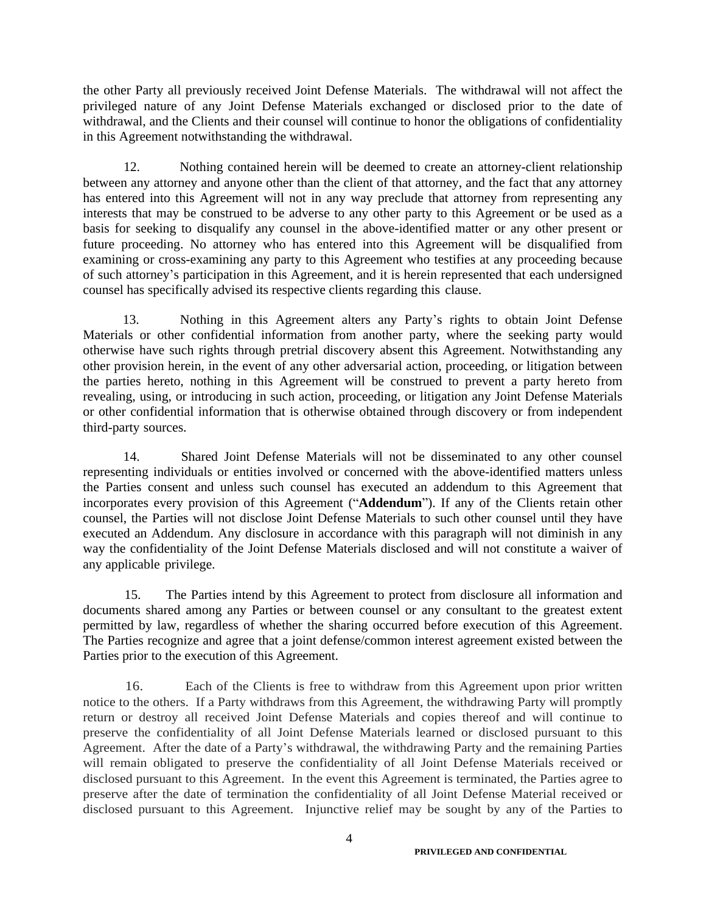the other Party all previously received Joint Defense Materials. The withdrawal will not affect the privileged nature of any Joint Defense Materials exchanged or disclosed prior to the date of withdrawal, and the Clients and their counsel will continue to honor the obligations of confidentiality in this Agreement notwithstanding the withdrawal.

12. Nothing contained herein will be deemed to create an attorney-client relationship between any attorney and anyone other than the client of that attorney, and the fact that any attorney has entered into this Agreement will not in any way preclude that attorney from representing any interests that may be construed to be adverse to any other party to this Agreement or be used as a basis for seeking to disqualify any counsel in the above-identified matter or any other present or future proceeding. No attorney who has entered into this Agreement will be disqualified from examining or cross-examining any party to this Agreement who testifies at any proceeding because of such attorney's participation in this Agreement, and it is herein represented that each undersigned counsel has specifically advised its respective clients regarding this clause.

13. Nothing in this Agreement alters any Party's rights to obtain Joint Defense Materials or other confidential information from another party, where the seeking party would otherwise have such rights through pretrial discovery absent this Agreement. Notwithstanding any other provision herein, in the event of any other adversarial action, proceeding, or litigation between the parties hereto, nothing in this Agreement will be construed to prevent a party hereto from revealing, using, or introducing in such action, proceeding, or litigation any Joint Defense Materials or other confidential information that is otherwise obtained through discovery or from independent third-party sources.

14. Shared Joint Defense Materials will not be disseminated to any other counsel representing individuals or entities involved or concerned with the above-identified matters unless the Parties consent and unless such counsel has executed an addendum to this Agreement that incorporates every provision of this Agreement ("**Addendum**"). If any of the Clients retain other counsel, the Parties will not disclose Joint Defense Materials to such other counsel until they have executed an Addendum. Any disclosure in accordance with this paragraph will not diminish in any way the confidentiality of the Joint Defense Materials disclosed and will not constitute a waiver of any applicable privilege.

15. The Parties intend by this Agreement to protect from disclosure all information and documents shared among any Parties or between counsel or any consultant to the greatest extent permitted by law, regardless of whether the sharing occurred before execution of this Agreement. The Parties recognize and agree that a joint defense/common interest agreement existed between the Parties prior to the execution of this Agreement.

16. Each of the Clients is free to withdraw from this Agreement upon prior written notice to the others. If a Party withdraws from this Agreement, the withdrawing Party will promptly return or destroy all received Joint Defense Materials and copies thereof and will continue to preserve the confidentiality of all Joint Defense Materials learned or disclosed pursuant to this Agreement. After the date of a Party's withdrawal, the withdrawing Party and the remaining Parties will remain obligated to preserve the confidentiality of all Joint Defense Materials received or disclosed pursuant to this Agreement. In the event this Agreement is terminated, the Parties agree to preserve after the date of termination the confidentiality of all Joint Defense Material received or disclosed pursuant to this Agreement. Injunctive relief may be sought by any of the Parties to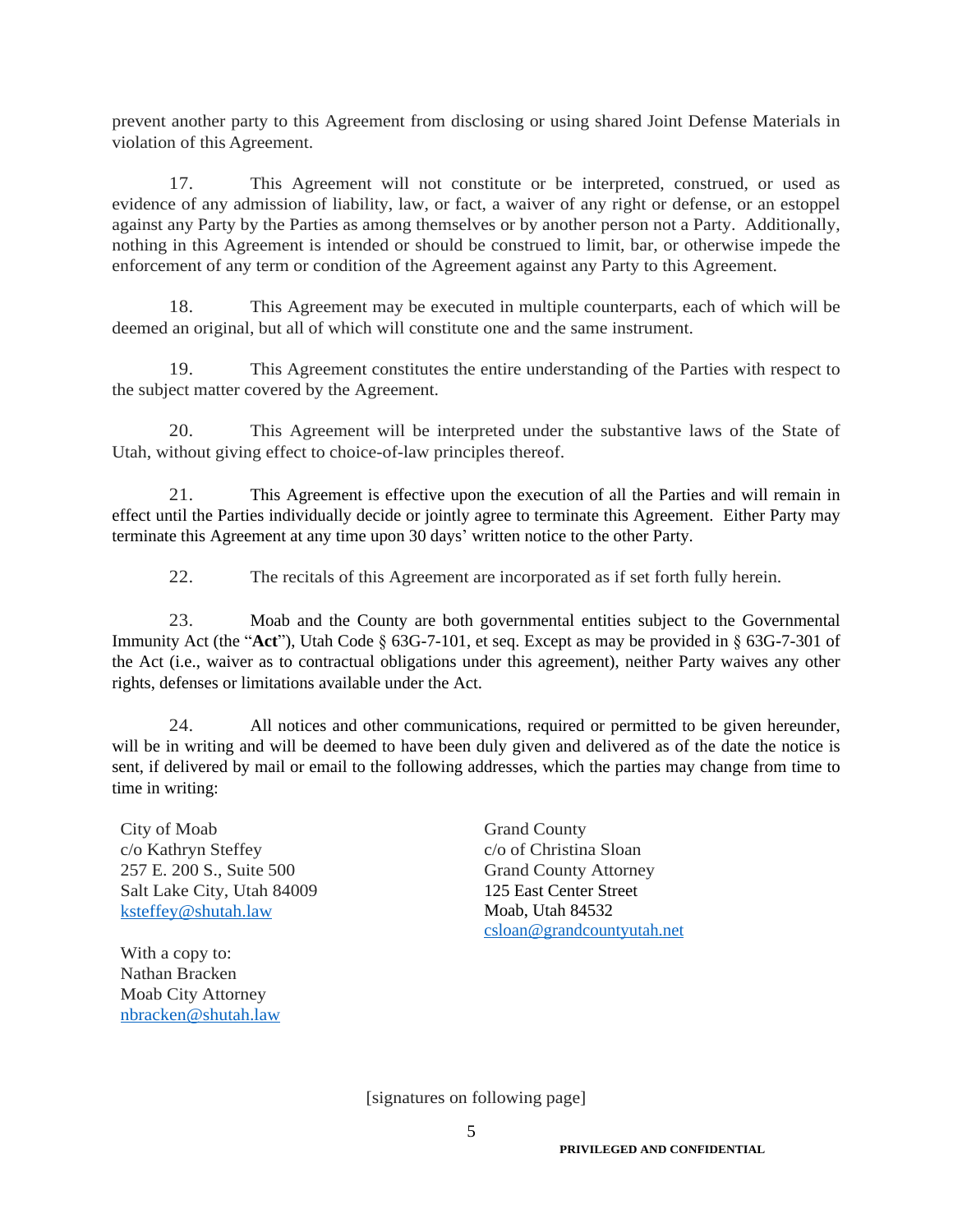prevent another party to this Agreement from disclosing or using shared Joint Defense Materials in violation of this Agreement.

17. This Agreement will not constitute or be interpreted, construed, or used as evidence of any admission of liability, law, or fact, a waiver of any right or defense, or an estoppel against any Party by the Parties as among themselves or by another person not a Party. Additionally, nothing in this Agreement is intended or should be construed to limit, bar, or otherwise impede the enforcement of any term or condition of the Agreement against any Party to this Agreement.

18. This Agreement may be executed in multiple counterparts, each of which will be deemed an original, but all of which will constitute one and the same instrument.

19. This Agreement constitutes the entire understanding of the Parties with respect to the subject matter covered by the Agreement.

20. This Agreement will be interpreted under the substantive laws of the State of Utah, without giving effect to choice-of-law principles thereof.

21. This Agreement is effective upon the execution of all the Parties and will remain in effect until the Parties individually decide or jointly agree to terminate this Agreement. Either Party may terminate this Agreement at any time upon 30 days' written notice to the other Party.

22. The recitals of this Agreement are incorporated as if set forth fully herein.

23. Moab and the County are both governmental entities subject to the Governmental Immunity Act (the "**Act**"), Utah Code § 63G-7-101, et seq. Except as may be provided in § 63G-7-301 of the Act (i.e., waiver as to contractual obligations under this agreement), neither Party waives any other rights, defenses or limitations available under the Act.

24. All notices and other communications, required or permitted to be given hereunder, will be in writing and will be deemed to have been duly given and delivered as of the date the notice is sent, if delivered by mail or email to the following addresses, which the parties may change from time to time in writing:

City of Moab
c/o Kathryn Steffey
257 E. 200 S., Suite 500
Salt Lake City, Utah 84009
ksteffey@shutah.law

With a copy to:
Nathan Bracken
Moab City Attorney
nbracken@shutah.law

Grand County
c/o of Christina Sloan
Grand County Attorney
125 East Center Street
Moab, Utah 84532
csloan@grandcountyutah.net

[signatures on following page]

PRIVILEGED AND CONFIDENTIAL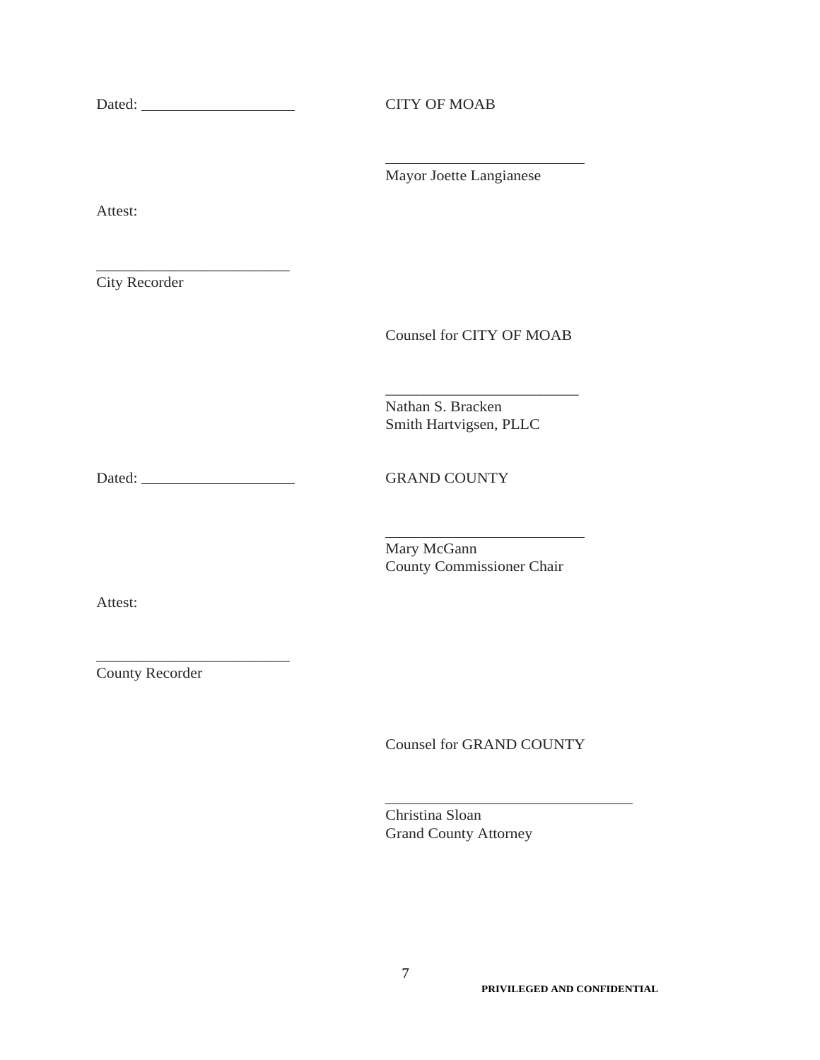Dated: ____________________ CITY OF MOAB

_________________________
Mayor Joette Langianese

Attest:

_________________________
City Recorder

Counsel for CITY OF MOAB

_________________________
Nathan S. Bracken
Smith Hartvigsen, PLLC

Dated: ____________________ GRAND COUNTY

_________________________
Mary McGann
County Commissioner Chair

Attest:

_________________________
County Recorder

Counsel for GRAND COUNTY

_________________________
Christina Sloan
Grand County Attorney

**PRIVILEGED AND CONFIDENTIAL**